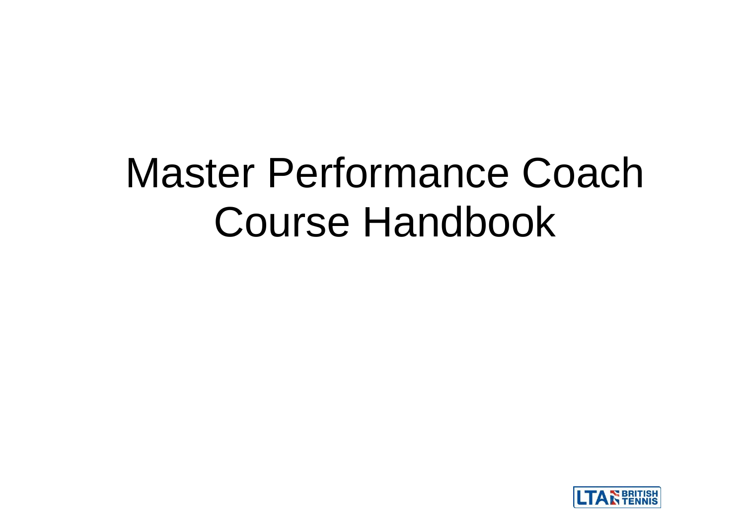# Master Performance Coach Course Handbook

LTA BRITISH TENNIS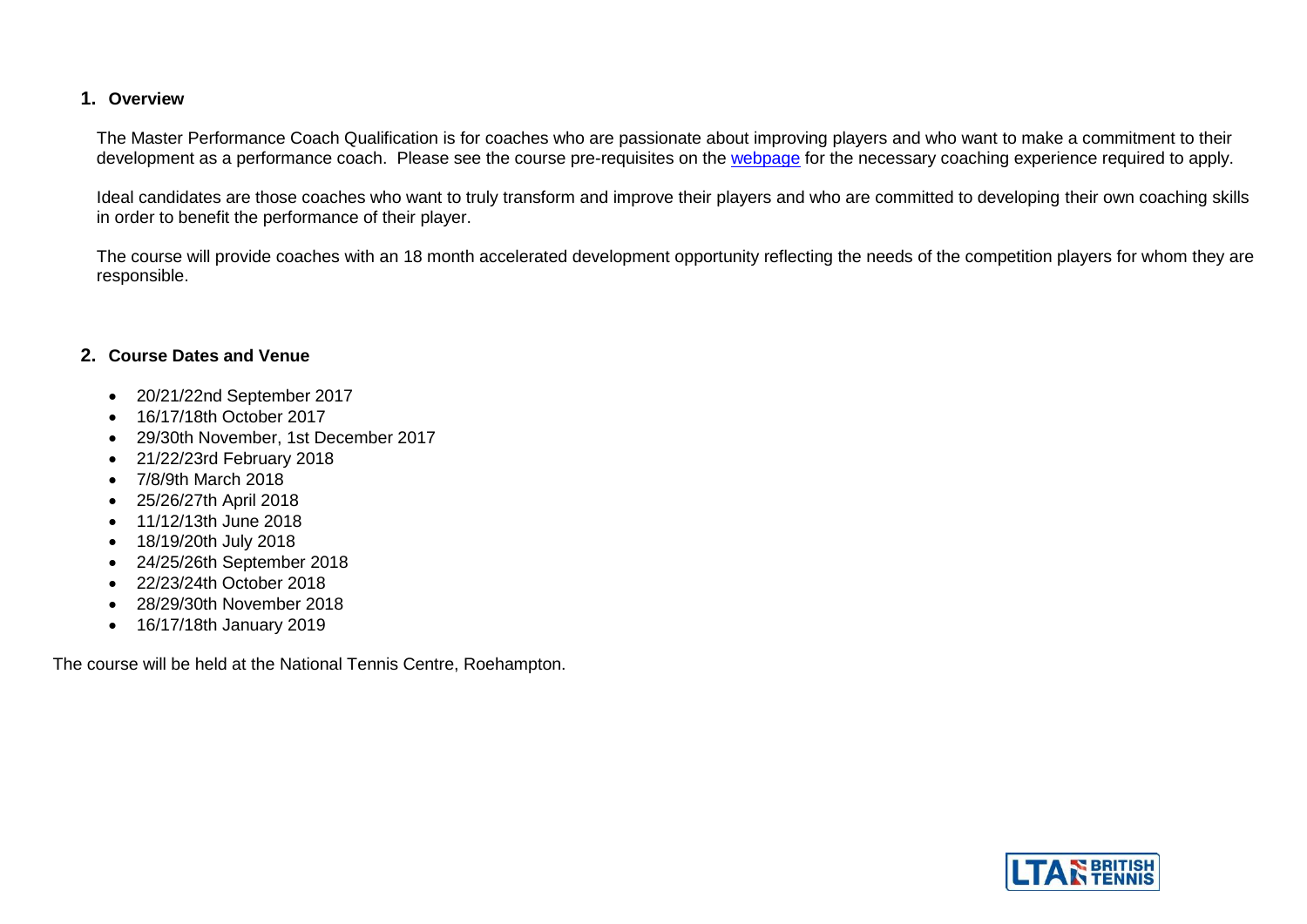## 1. Overview

The Master Performance Coach Qualification is for coaches who are passionate about improving players and who want to make a commitment to their development as a performance coach. Please see the course pre-requisites on the webpage for the necessary coaching experience required to apply.

Ideal candidates are those coaches who want to truly transform and improve their players and who are committed to developing their own coaching skills in order to benefit the performance of their player.

The course will provide coaches with an 18 month accelerated development opportunity reflecting the needs of the competition players for whom they are responsible.

## 2. Course Dates and Venue

- 20/21/22nd September 2017
- 16/17/18th October 2017
- 29/30th November, 1st December 2017
- 21/22/23rd February 2018
- 7/8/9th March 2018
- 25/26/27th April 2018
- 11/12/13th June 2018
- 18/19/20th July 2018
- 24/25/26th September 2018
- 22/23/24th October 2018
- 28/29/30th November 2018
- 16/17/18th January 2019

The course will be held at the National Tennis Centre, Roehampton.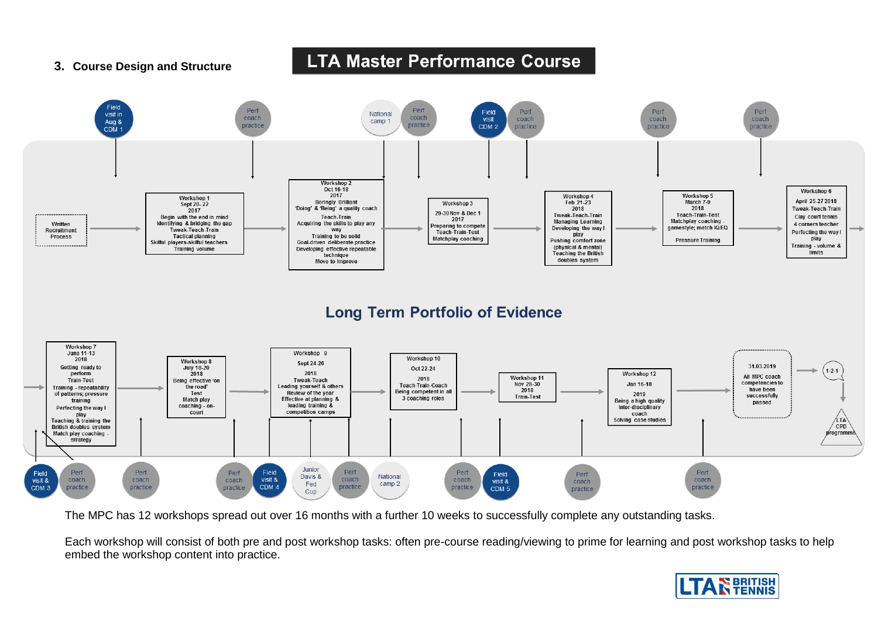## 3. Course Design and Structure

# LTA Master Performance Course

Field visit in Aug & CDM 1 | Perf coach practice | National camp 1 | Perf coach practice | Field visit CDM 2 | Perf coach practice | Perf coach practice | Perf coach practice

**Written Recruitment Process**

**Workshop 1**
Sept 20- 22
2017
Begin with the end in mind
Identifying & bridging the gap
Tweak-Teach-Train
Tactical planning
Skilful players-skilful teachers
Training volume

**Workshop 2**
Oct 16-18
2017
Boringly Brilliant
'Doing' & 'Being' a quality coach
Teach-Train
Acquiring the skills to play any way
Training to be solid
Goal-driven deliberate practice
Developing effective repeatable technique
Move to improve

**Workshop 3**
29-30 Nov & Dec 1
2017
Preparing to compete
Teach-Train-Test
Matchplay coaching

**Workshop 4**
Feb 21-23
2018
Tweak-Teach-Train
Managing Learning
Developing the way I play
Pushing comfort zone (physical & mental)
Teaching the British doubles system

**Workshop 5**
March 7-9
2018
Teach-Train-Test
Matchplay coaching - gamestyle; match IQ/EQ
Pressure Training

**Workshop 6**
April 25-27 2018
Tweak-Teach-Train
Clay court tennis
4 corners teacher
Perfecting the way I play
Training - volume & limits

## Long Term Portfolio of Evidence

**Workshop 7**
June 11-13
2018
Getting ready to perform
Train-Test
Training - repeatability of patterns; pressure training
Perfecting the way I play
Teaching & training the British doubles system
Match play coaching - strategy

**Workshop 8**
July 18-20
2018
Being effective 'on the road'
Test
Match play coaching - on-court

**Workshop 9**
Sept 24-26
2018
Tweak-Teach
Leading yourself & others
Review of the year
Effective at planning & leading training & competition camps

**Workshop 10**
Oct 22-24
2018
Teach-Train-Coach
Being competent in all 3 coaching roles

**Workshop 11**
Nov 28-30
2018
Train-Test

**Workshop 12**
Jan 16-18
2019
Being a high quality inter-disciplinary coach
Solving case studies

**31.03.2019**
All MPC coach competencies to have been successfully passed

1-2-1

LTA CPD programme

Field visit & CDM 3 | Perf coach practice | Perf coach practice | Perf coach practice | Field visit & CDM 4 | Junior Davis & Fed Cup | Perf coach practice | National camp 2 | Perf coach practice | Field visit & CDM 5 | Perf coach practice | Perf coach practice

The MPC has 12 workshops spread out over 16 months with a further 10 weeks to successfully complete any outstanding tasks.

Each workshop will consist of both pre and post workshop tasks: often pre-course reading/viewing to prime for learning and post workshop tasks to help embed the workshop content into practice.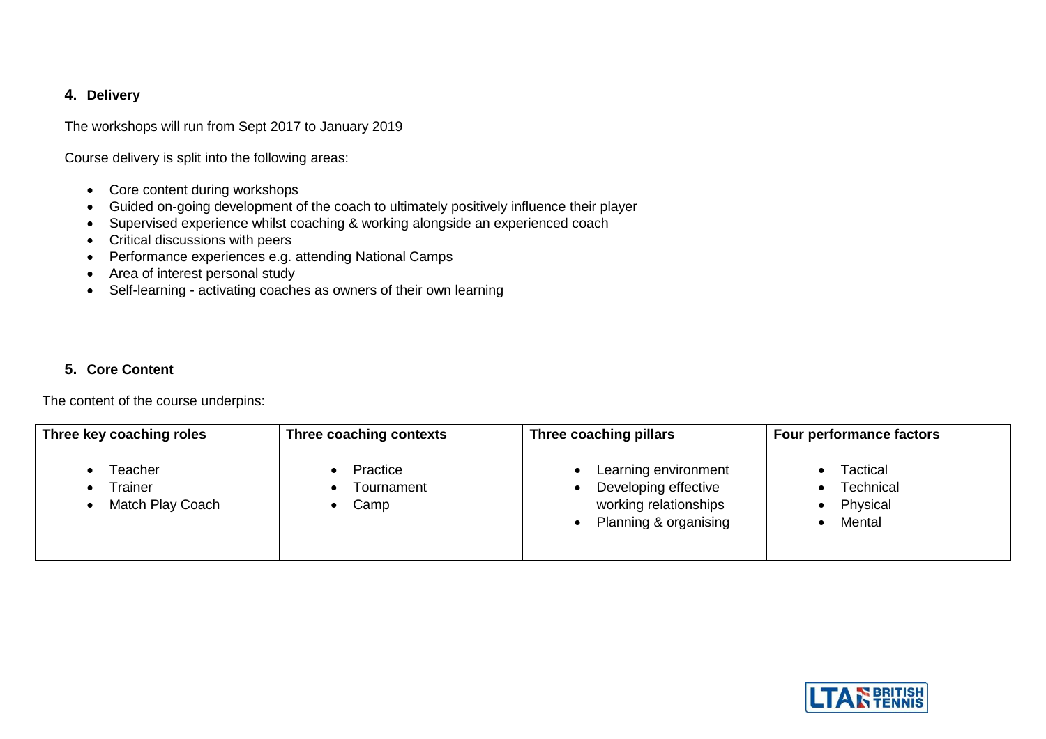## 4. Delivery

The workshops will run from Sept 2017 to January 2019

Course delivery is split into the following areas:

- Core content during workshops
- Guided on-going development of the coach to ultimately positively influence their player
- Supervised experience whilst coaching & working alongside an experienced coach
- Critical discussions with peers
- Performance experiences e.g. attending National Camps
- Area of interest personal study
- Self-learning - activating coaches as owners of their own learning

## 5. Core Content

The content of the course underpins:

| Three key coaching roles | Three coaching contexts | Three coaching pillars | Four performance factors |
| --- | --- | --- | --- |
| • Teacher<br>• Trainer<br>• Match Play Coach | • Practice<br>• Tournament<br>• Camp | • Learning environment<br>• Developing effective working relationships<br>• Planning & organising | • Tactical<br>• Technical<br>• Physical<br>• Mental |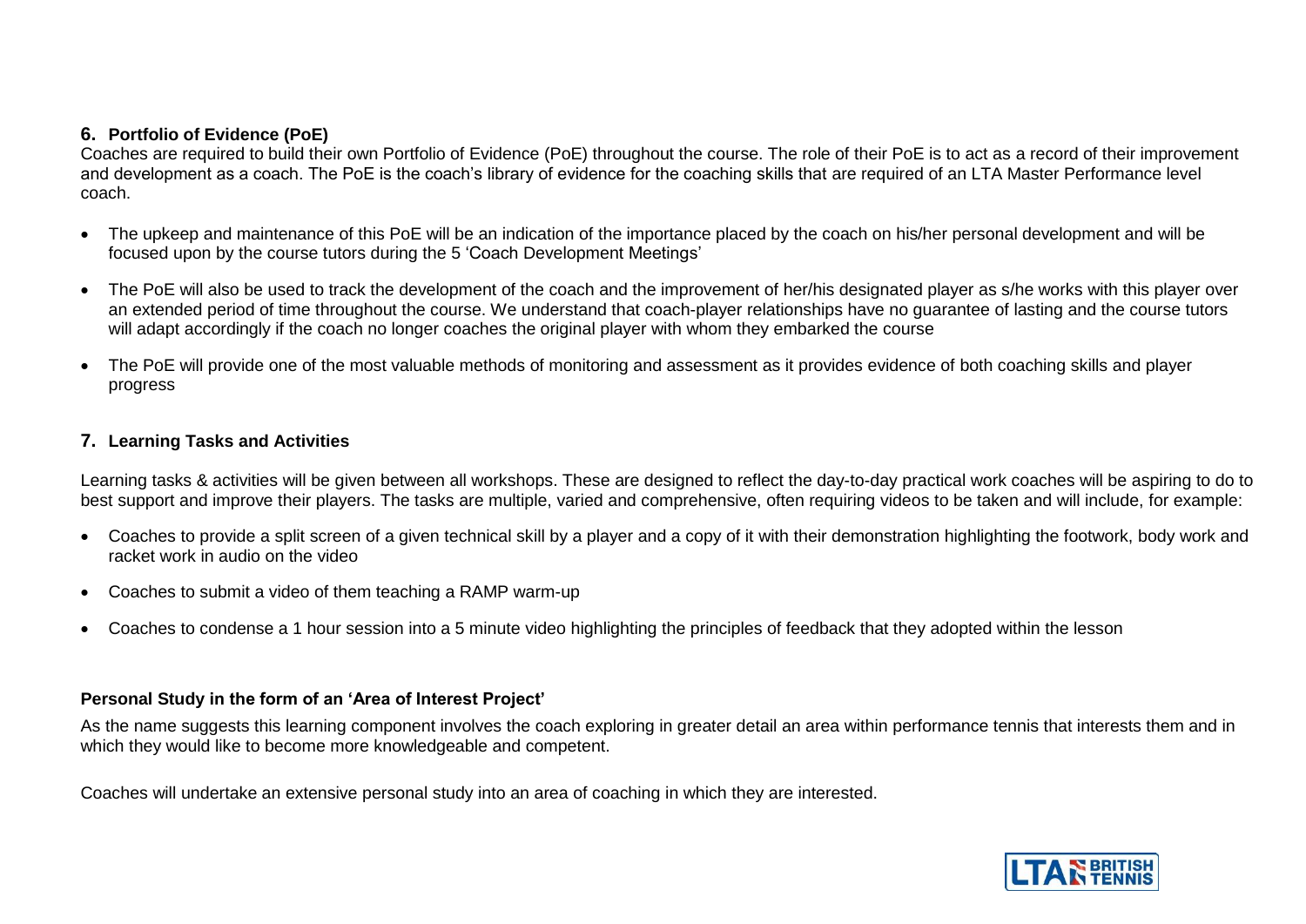## 6. Portfolio of Evidence (PoE)

Coaches are required to build their own Portfolio of Evidence (PoE) throughout the course. The role of their PoE is to act as a record of their improvement and development as a coach. The PoE is the coach's library of evidence for the coaching skills that are required of an LTA Master Performance level coach.

- The upkeep and maintenance of this PoE will be an indication of the importance placed by the coach on his/her personal development and will be focused upon by the course tutors during the 5 'Coach Development Meetings'
- The PoE will also be used to track the development of the coach and the improvement of her/his designated player as s/he works with this player over an extended period of time throughout the course. We understand that coach-player relationships have no guarantee of lasting and the course tutors will adapt accordingly if the coach no longer coaches the original player with whom they embarked the course
- The PoE will provide one of the most valuable methods of monitoring and assessment as it provides evidence of both coaching skills and player progress

## 7. Learning Tasks and Activities

Learning tasks & activities will be given between all workshops. These are designed to reflect the day-to-day practical work coaches will be aspiring to do to best support and improve their players. The tasks are multiple, varied and comprehensive, often requiring videos to be taken and will include, for example:

- Coaches to provide a split screen of a given technical skill by a player and a copy of it with their demonstration highlighting the footwork, body work and racket work in audio on the video
- Coaches to submit a video of them teaching a RAMP warm-up
- Coaches to condense a 1 hour session into a 5 minute video highlighting the principles of feedback that they adopted within the lesson

### Personal Study in the form of an 'Area of Interest Project'

As the name suggests this learning component involves the coach exploring in greater detail an area within performance tennis that interests them and in which they would like to become more knowledgeable and competent.

Coaches will undertake an extensive personal study into an area of coaching in which they are interested.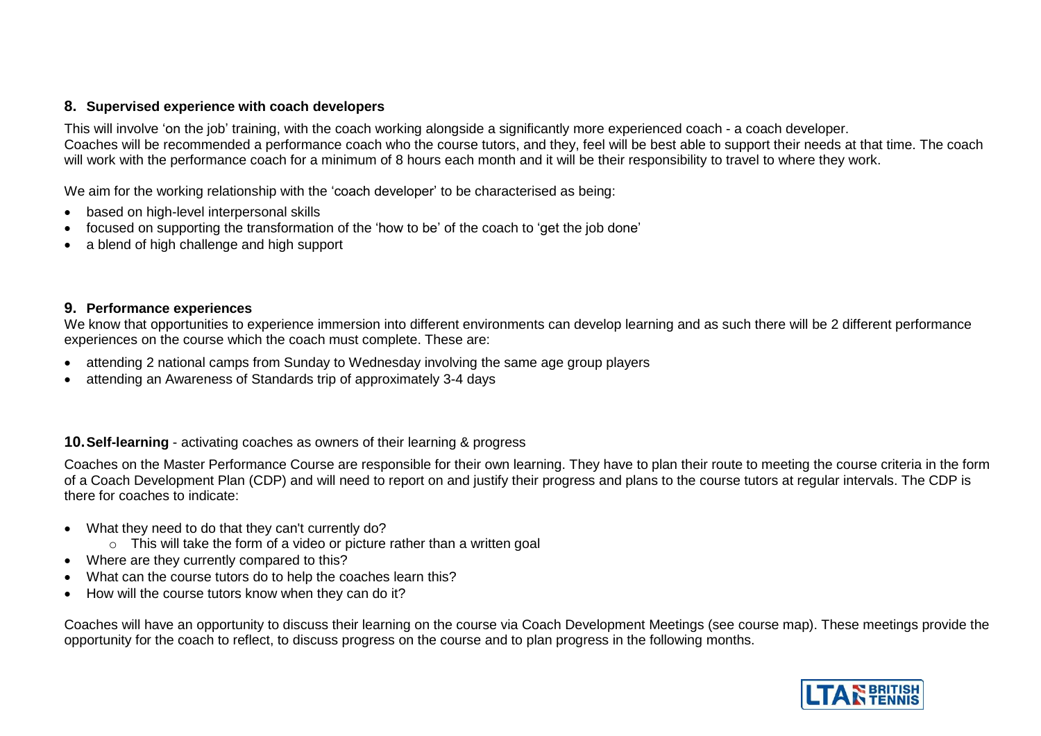## 8. Supervised experience with coach developers

This will involve 'on the job' training, with the coach working alongside a significantly more experienced coach - a coach developer.
Coaches will be recommended a performance coach who the course tutors, and they, feel will be best able to support their needs at that time. The coach will work with the performance coach for a minimum of 8 hours each month and it will be their responsibility to travel to where they work.

We aim for the working relationship with the 'coach developer' to be characterised as being:

- based on high-level interpersonal skills
- focused on supporting the transformation of the 'how to be' of the coach to 'get the job done'
- a blend of high challenge and high support

## 9. Performance experiences

We know that opportunities to experience immersion into different environments can develop learning and as such there will be 2 different performance experiences on the course which the coach must complete. These are:

- attending 2 national camps from Sunday to Wednesday involving the same age group players
- attending an Awareness of Standards trip of approximately 3-4 days

## 10. Self-learning - activating coaches as owners of their learning & progress

Coaches on the Master Performance Course are responsible for their own learning. They have to plan their route to meeting the course criteria in the form of a Coach Development Plan (CDP) and will need to report on and justify their progress and plans to the course tutors at regular intervals. The CDP is there for coaches to indicate:

- What they need to do that they can't currently do?
  - This will take the form of a video or picture rather than a written goal
- Where are they currently compared to this?
- What can the course tutors do to help the coaches learn this?
- How will the course tutors know when they can do it?

Coaches will have an opportunity to discuss their learning on the course via Coach Development Meetings (see course map). These meetings provide the opportunity for the coach to reflect, to discuss progress on the course and to plan progress in the following months.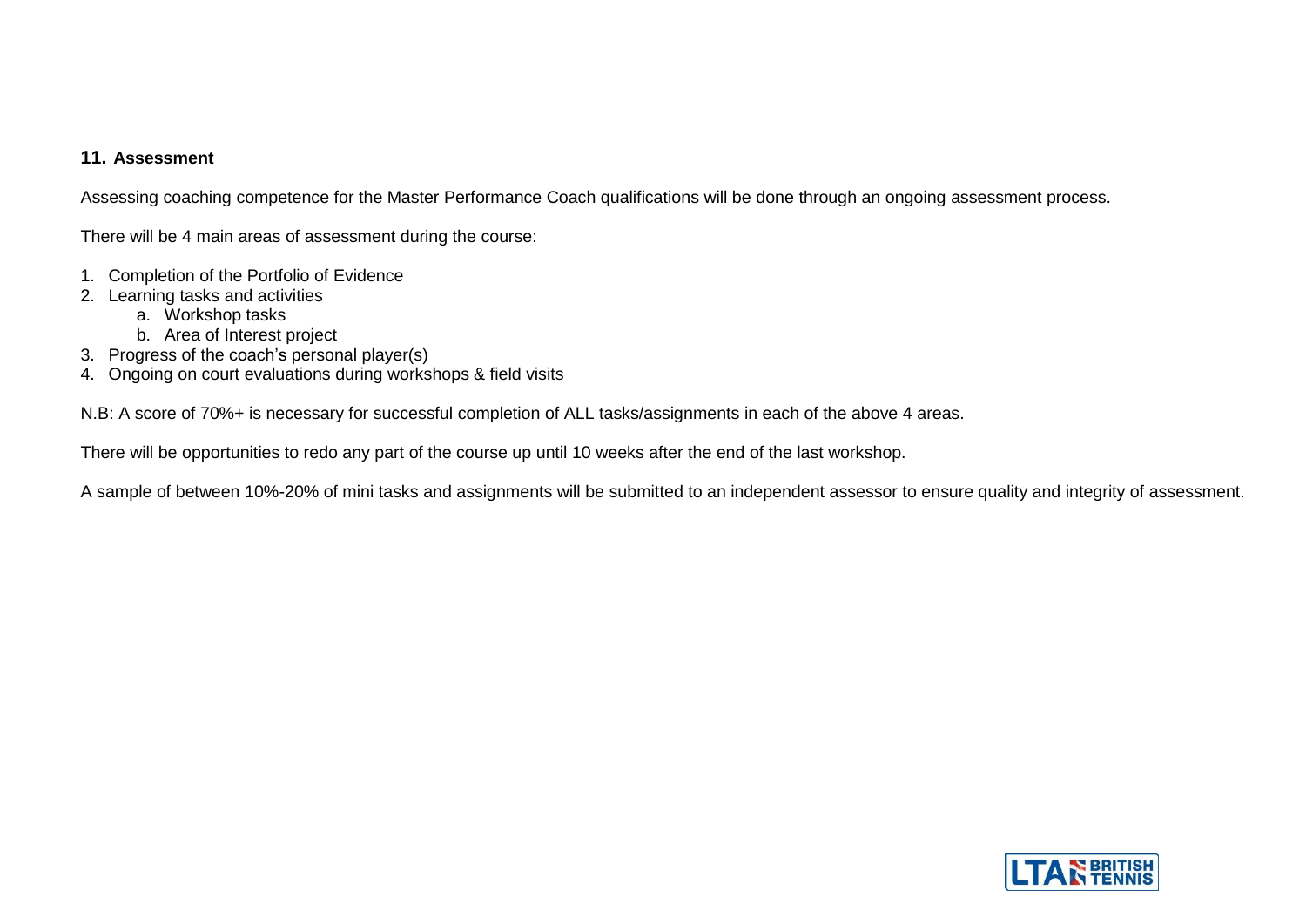## 11. Assessment

Assessing coaching competence for the Master Performance Coach qualifications will be done through an ongoing assessment process.

There will be 4 main areas of assessment during the course:

1. Completion of the Portfolio of Evidence
2. Learning tasks and activities
    a. Workshop tasks
    b. Area of Interest project
3. Progress of the coach's personal player(s)
4. Ongoing on court evaluations during workshops & field visits

N.B: A score of 70%+ is necessary for successful completion of ALL tasks/assignments in each of the above 4 areas.

There will be opportunities to redo any part of the course up until 10 weeks after the end of the last workshop.

A sample of between 10%-20% of mini tasks and assignments will be submitted to an independent assessor to ensure quality and integrity of assessment.